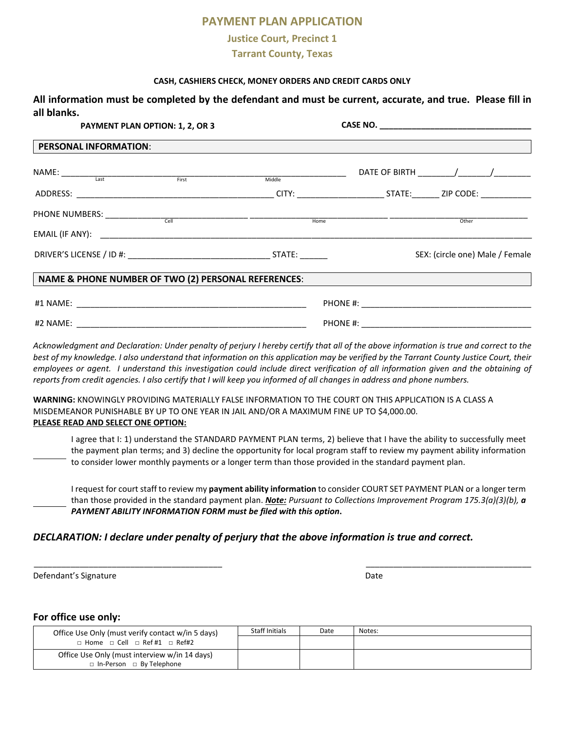# PAYMENT PLAN APPLICATION

## Justice Court, Precinct 1

## Tarrant County, Texas

**CASH, CASHIERS CHECK, MONEY ORDERS AND CREDIT CARDS ONLY**

**All information must be completed by the defendant and must be current, accurate, and true. Please fill in all blanks.**

**PAYMENT PLAN OPTION: 1, 2, OR 3** **CASE NO. ________________________________**

**PERSONAL INFORMATION**:

NAME: ____________________________________________________________ DATE OF BIRTH ________/_______/________
Last First Middle

ADDRESS: ___________________________________________ CITY: ___________________ STATE:______ ZIP CODE: ___________

PHONE NUMBERS: ______________________________ ______________________________ ______________________________
Cell Home Other

EMAIL (IF ANY): ______________________________________________________________________________________________

DRIVER'S LICENSE / ID #: ______________________________ STATE: ______ SEX: (circle one) Male / Female

**NAME & PHONE NUMBER OF TWO (2) PERSONAL REFERENCES**:

#1 NAME: __________________________________________________ PHONE #: ____________________________________

#2 NAME: __________________________________________________ PHONE #: ____________________________________

*Acknowledgment and Declaration: Under penalty of perjury I hereby certify that all of the above information is true and correct to the best of my knowledge. I also understand that information on this application may be verified by the Tarrant County Justice Court, their employees or agent. I understand this investigation could include direct verification of all information given and the obtaining of reports from credit agencies. I also certify that I will keep you informed of all changes in address and phone numbers.*

**WARNING:** KNOWINGLY PROVIDING MATERIALLY FALSE INFORMATION TO THE COURT ON THIS APPLICATION IS A CLASS A MISDEMEANOR PUNISHABLE BY UP TO ONE YEAR IN JAIL AND/OR A MAXIMUM FINE UP TO $4,000.00.

**PLEASE READ AND SELECT ONE OPTION:**

_______ I agree that I: 1) understand the STANDARD PAYMENT PLAN terms, 2) believe that I have the ability to successfully meet the payment plan terms; and 3) decline the opportunity for local program staff to review my payment ability information to consider lower monthly payments or a longer term than those provided in the standard payment plan.

_______ I request for court staff to review my **payment ability information** to consider COURT SET PAYMENT PLAN or a longer term than those provided in the standard payment plan. ***Note:*** *Pursuant to Collections Improvement Program 175.3(a)(3)(b),* ***a PAYMENT ABILITY INFORMATION FORM must be filed with this option*****.**

***DECLARATION: I declare under penalty of perjury that the above information is true and correct.***

________________________________________ ____________________________________

Defendant's Signature Date

### For office use only:

| | Staff Initials | Date | Notes: |
|---|---|---|---|
| Office Use Only (must verify contact w/in 5 days) □ Home □ Cell □ Ref #1 □ Ref#2 | | | |
| Office Use Only (must interview w/in 14 days) □ In-Person □ By Telephone | | | |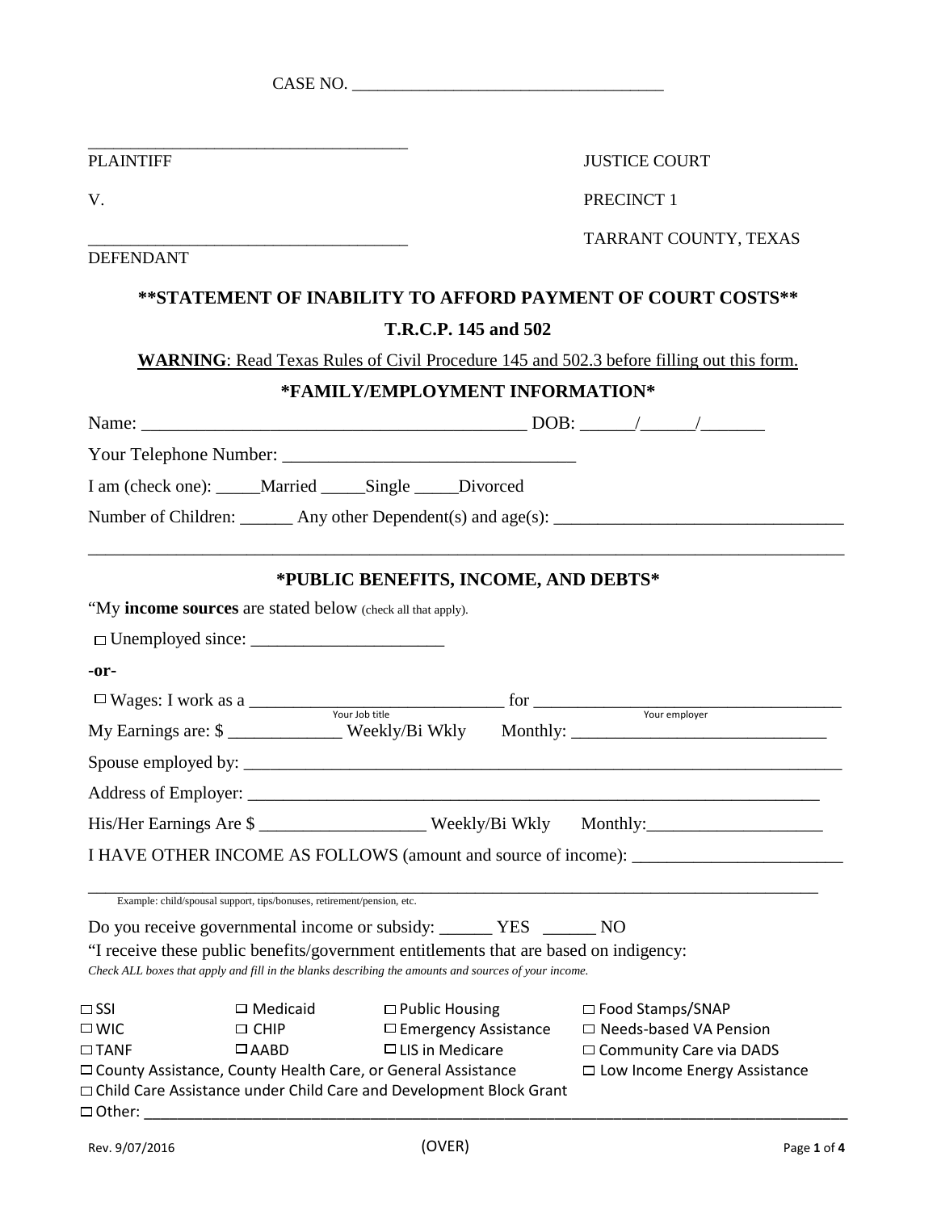CASE NO. ____________________________________

_____________________________________
PLAINTIFF

V.

_____________________________________
DEFENDANT

JUSTICE COURT

PRECINCT 1

TARRANT COUNTY, TEXAS

## **STATEMENT OF INABILITY TO AFFORD PAYMENT OF COURT COSTS**

### T.R.C.P. 145 and 502

**WARNING**: Read Texas Rules of Civil Procedure 145 and 502.3 before filling out this form.

### *FAMILY/EMPLOYMENT INFORMATION*

Name: __________________________________________ DOB: ______/______/_______

Your Telephone Number: ________________________________

I am (check one): _____Married _____Single _____Divorced

Number of Children: ______ Any other Dependent(s) and age(s): ________________________________

_____________________________________________________________________________________

### *PUBLIC BENEFITS, INCOME, AND DEBTS*

"My **income sources** are stated below (check all that apply).

☐ Unemployed since: ______________________

**-or-**

☐ Wages: I work as a ____________________________ for __________________________________
(Your Job title) (Your employer)

My Earnings are: $ _____________ Weekly/Bi Wkly Monthly: _____________________________

Spouse employed by: ______________________________________________________________________

Address of Employer: _____________________________________________________________________

His/Her Earnings Are $ __________________ Weekly/Bi Wkly Monthly:____________________

I HAVE OTHER INCOME AS FOLLOWS (amount and source of income): ________________________

_____________________________________________________________________________________
Example: child/spousal support, tips/bonuses, retirement/pension, etc.

Do you receive governmental income or subsidy: ______ YES ______ NO

"I receive these public benefits/government entitlements that are based on indigency:
*Check ALL boxes that apply and fill in the blanks describing the amounts and sources of your income.*

| | | | |
|---|---|---|---|
| ☐ SSI | ☐ Medicaid | ☐ Public Housing | ☐ Food Stamps/SNAP |
| ☐ WIC | ☐ CHIP | ☐ Emergency Assistance | ☐ Needs-based VA Pension |
| ☐ TANF | ☐ AABD | ☐ LIS in Medicare | ☐ Community Care via DADS |

☐ County Assistance, County Health Care, or General Assistance ☐ Low Income Energy Assistance

☐ Child Care Assistance under Child Care and Development Block Grant

☐ Other: ___________________________________________________________________________

Rev. 9/07/2016 (OVER)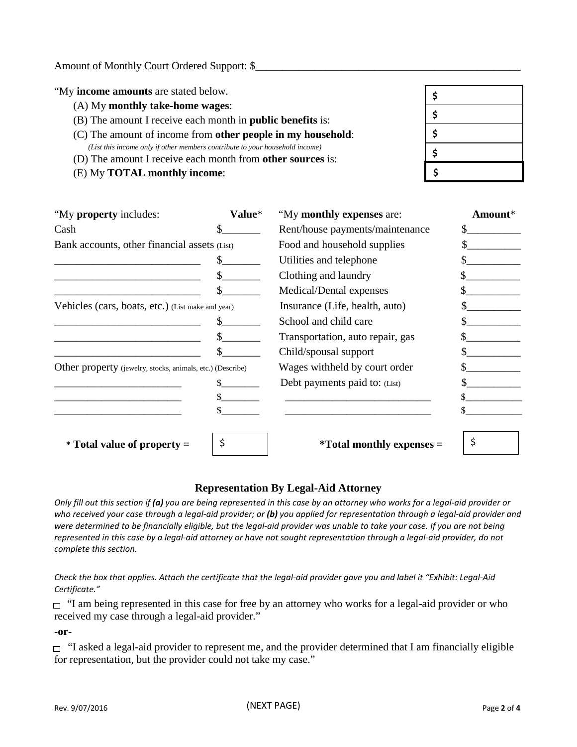Amount of Monthly Court Ordered Support: $___________________________________________________

"My **income amounts** are stated below.

| | |
|---|---|
| (A) My **monthly take-home wages**: | $ |
| (B) The amount I receive each month in **public benefits** is: | $ |
| (C) The amount of income from **other people in my household**: *(List this income only if other members contribute to your household income)* | $ |
| (D) The amount I receive each month from **other sources** is: | $ |
| (E) My **TOTAL monthly income**: | $ |

| "My **property** includes: | **Value*** | "My **monthly expenses** are: | **Amount*** |
|---|---|---|---|
| Cash | $_______ | Rent/house payments/maintenance | $__________ |
| Bank accounts, other financial assets (List) | | Food and household supplies | $__________ |
| ___________________________ | $_______ | Utilities and telephone | $__________ |
| ___________________________ | $_______ | Clothing and laundry | $__________ |
| ___________________________ | $_______ | Medical/Dental expenses | $__________ |
| Vehicles (cars, boats, etc.) (List make and year) | | Insurance (Life, health, auto) | $__________ |
| ___________________________ | $_______ | School and child care | $__________ |
| ___________________________ | $_______ | Transportation, auto repair, gas | $__________ |
| ___________________________ | $_______ | Child/spousal support | $__________ |
| Other property (jewelry, stocks, animals, etc.) (Describe) | | Wages withheld by court order | $__________ |
| ________________________ | $_______ | Debt payments paid to: (List) | $__________ |
| ________________________ | $_______ | ____________________________ | $__________ |
| ________________________ | $_______ | ____________________________ | $__________ |
| *** Total value of property =** | $ | ***Total monthly expenses =** | $ |

## Representation By Legal-Aid Attorney

*Only fill out this section if **(a)** you are being represented in this case by an attorney who works for a legal-aid provider or who received your case through a legal-aid provider; or **(b)** you applied for representation through a legal-aid provider and were determined to be financially eligible, but the legal-aid provider was unable to take your case. If you are not being represented in this case by a legal-aid attorney or have not sought representation through a legal-aid provider, do not complete this section.*

*Check the box that applies. Attach the certificate that the legal-aid provider gave you and label it "Exhibit: Legal-Aid Certificate."*

☐ "I am being represented in this case for free by an attorney who works for a legal-aid provider or who received my case through a legal-aid provider."

**-or-**

☐ "I asked a legal-aid provider to represent me, and the provider determined that I am financially eligible for representation, but the provider could not take my case."

(NEXT PAGE)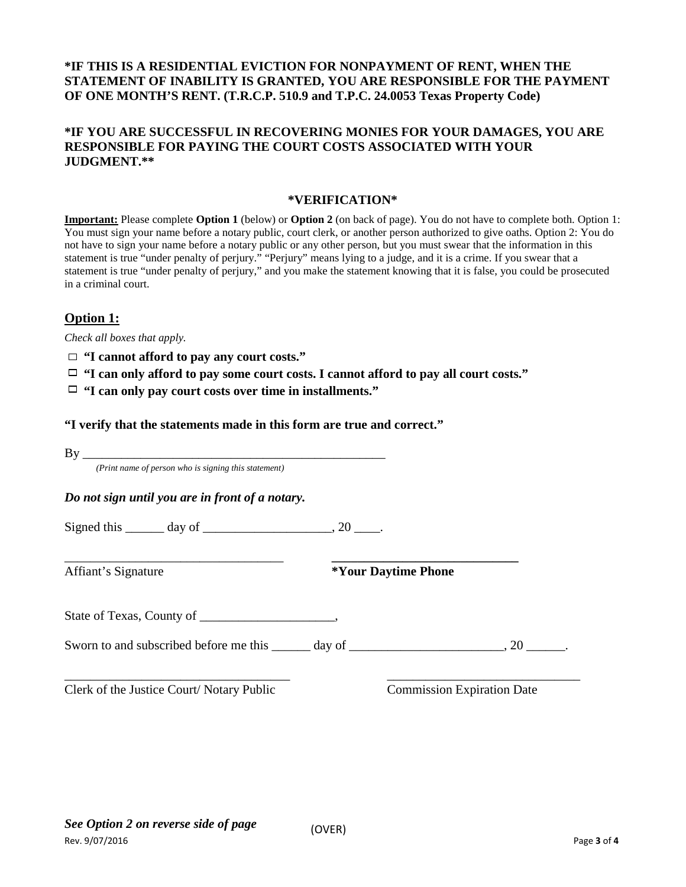**\*IF THIS IS A RESIDENTIAL EVICTION FOR NONPAYMENT OF RENT, WHEN THE STATEMENT OF INABILITY IS GRANTED, YOU ARE RESPONSIBLE FOR THE PAYMENT OF ONE MONTH'S RENT. (T.R.C.P. 510.9 and T.P.C. 24.0053 Texas Property Code)**

**\*IF YOU ARE SUCCESSFUL IN RECOVERING MONIES FOR YOUR DAMAGES, YOU ARE RESPONSIBLE FOR PAYING THE COURT COSTS ASSOCIATED WITH YOUR JUDGMENT.\*\***

## \*VERIFICATION\*

**Important:** Please complete **Option 1** (below) or **Option 2** (on back of page). You do not have to complete both. Option 1: You must sign your name before a notary public, court clerk, or another person authorized to give oaths. Option 2: You do not have to sign your name before a notary public or any other person, but you must swear that the information in this statement is true "under penalty of perjury." "Perjury" means lying to a judge, and it is a crime. If you swear that a statement is true "under penalty of perjury," and you make the statement knowing that it is false, you could be prosecuted in a criminal court.

### Option 1:

*Check all boxes that apply.*

- ☐ **"I cannot afford to pay any court costs."**
- ☐ **"I can only afford to pay some court costs. I cannot afford to pay all court costs."**
- ☐ **"I can only pay court costs over time in installments."**

**"I verify that the statements made in this form are true and correct."**

By \_\_\_\_\_\_\_\_\_\_\_\_\_\_\_\_\_\_\_\_\_\_\_\_\_\_\_\_\_\_\_\_\_\_\_\_\_\_\_\_\_\_\_\_\_\_\_\_
*(Print name of person who is signing this statement)*

***Do not sign until you are in front of a notary.***

Signed this \_\_\_\_\_\_ day of \_\_\_\_\_\_\_\_\_\_\_\_\_\_\_\_\_\_\_\_, 20 \_\_\_\_.

\_\_\_\_\_\_\_\_\_\_\_\_\_\_\_\_\_\_\_\_\_\_\_\_\_\_\_\_\_\_\_\_\_\_ \_\_\_\_\_\_\_\_\_\_\_\_\_\_\_\_\_\_\_\_\_\_\_\_\_\_\_\_\_\_
Affiant's Signature **\*Your Daytime Phone**

State of Texas, County of \_\_\_\_\_\_\_\_\_\_\_\_\_\_\_\_\_\_\_\_\_,

Sworn to and subscribed before me this \_\_\_\_\_\_ day of \_\_\_\_\_\_\_\_\_\_\_\_\_\_\_\_\_\_\_\_\_\_\_\_, 20 \_\_\_\_\_\_.

\_\_\_\_\_\_\_\_\_\_\_\_\_\_\_\_\_\_\_\_\_\_\_\_\_\_\_\_\_\_\_\_\_\_\_ \_\_\_\_\_\_\_\_\_\_\_\_\_\_\_\_\_\_\_\_\_\_\_\_\_\_\_\_\_\_
Clerk of the Justice Court/ Notary Public Commission Expiration Date

***See Option 2 on reverse side of page*** (OVER)

Rev. 9/07/2016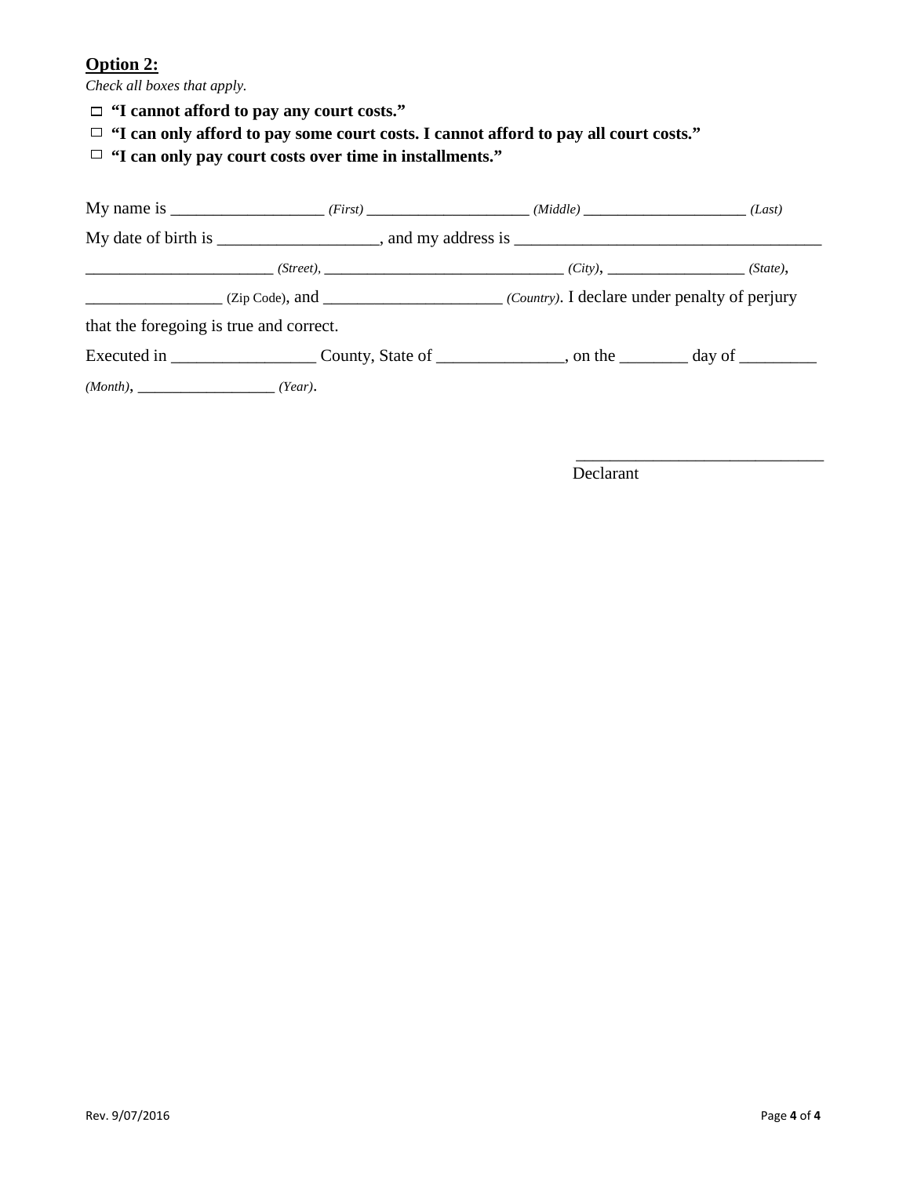**Option 2:**

*Check all boxes that apply.*

- ☐ **"I cannot afford to pay any court costs."**
- ☐ **"I can only afford to pay some court costs. I cannot afford to pay all court costs."**
- ☐ **"I can only pay court costs over time in installments."**

My name is __________________ *(First)* ____________________ *(Middle)* ____________________ *(Last)*

My date of birth is ___________________, and my address is _____________________________________

_______________________ *(Street)*, ______________________________ *(City)*, _________________ *(State)*,

________________ (Zip Code), and _____________________ *(Country)*. I declare under penalty of perjury that the foregoing is true and correct.

Executed in ________________ County, State of _______________, on the ________ day of _________ *(Month)*, _________________ *(Year)*.

_____________________________

Declarant